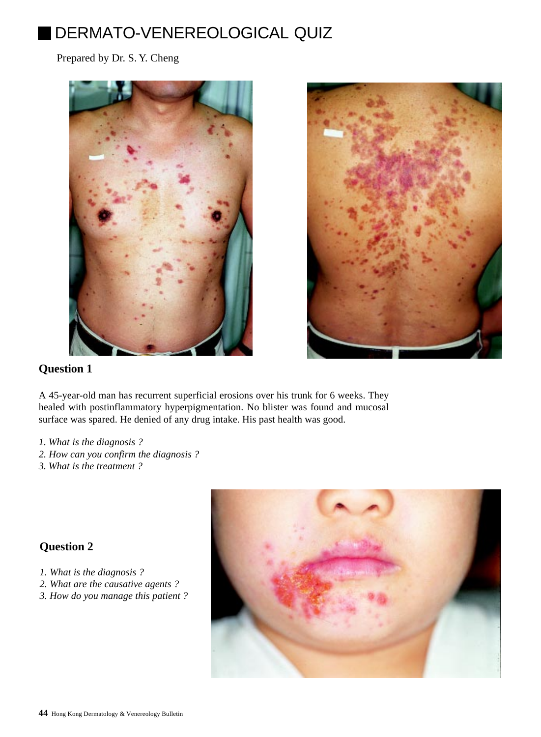# DERMATO-VENEREOLOGICAL QUIZ

Prepared by Dr. S. Y. Cheng

## Question 1

A 45-year-old man has recurrent superficial erosions over his trunk for 6 weeks. They healed with postinflammatory hyperpigmentation. No blister was found and mucosal surface was spared. He denied of any drug intake. His past health was good.

*1. What is the diagnosis ?*
*2. How can you confirm the diagnosis ?*
*3. What is the treatment ?*

## Question 2

*1. What is the diagnosis ?*
*2. What are the causative agents ?*
*3. How do you manage this patient ?*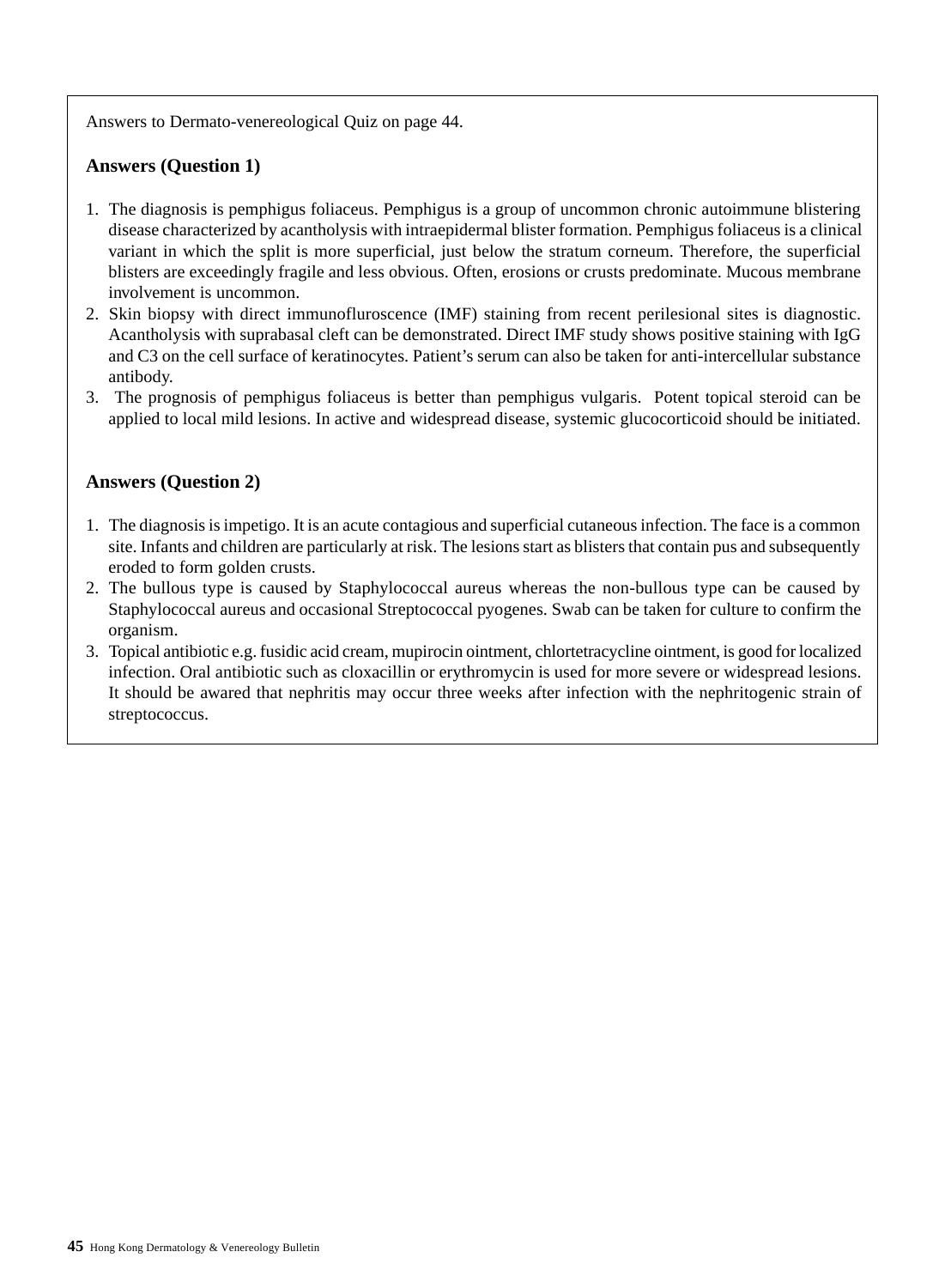Answers to Dermato-venereological Quiz on page 44.

## Answers (Question 1)

1. The diagnosis is pemphigus foliaceus. Pemphigus is a group of uncommon chronic autoimmune blistering disease characterized by acantholysis with intraepidermal blister formation. Pemphigus foliaceus is a clinical variant in which the split is more superficial, just below the stratum corneum. Therefore, the superficial blisters are exceedingly fragile and less obvious. Often, erosions or crusts predominate. Mucous membrane involvement is uncommon.
2. Skin biopsy with direct immunofluroscence (IMF) staining from recent perilesional sites is diagnostic. Acantholysis with suprabasal cleft can be demonstrated. Direct IMF study shows positive staining with IgG and C3 on the cell surface of keratinocytes. Patient's serum can also be taken for anti-intercellular substance antibody.
3. The prognosis of pemphigus foliaceus is better than pemphigus vulgaris. Potent topical steroid can be applied to local mild lesions. In active and widespread disease, systemic glucocorticoid should be initiated.

## Answers (Question 2)

1. The diagnosis is impetigo. It is an acute contagious and superficial cutaneous infection. The face is a common site. Infants and children are particularly at risk. The lesions start as blisters that contain pus and subsequently eroded to form golden crusts.
2. The bullous type is caused by Staphylococcal aureus whereas the non-bullous type can be caused by Staphylococcal aureus and occasional Streptococcal pyogenes. Swab can be taken for culture to confirm the organism.
3. Topical antibiotic e.g. fusidic acid cream, mupirocin ointment, chlortetracycline ointment, is good for localized infection. Oral antibiotic such as cloxacillin or erythromycin is used for more severe or widespread lesions. It should be awared that nephritis may occur three weeks after infection with the nephritogenic strain of streptococcus.